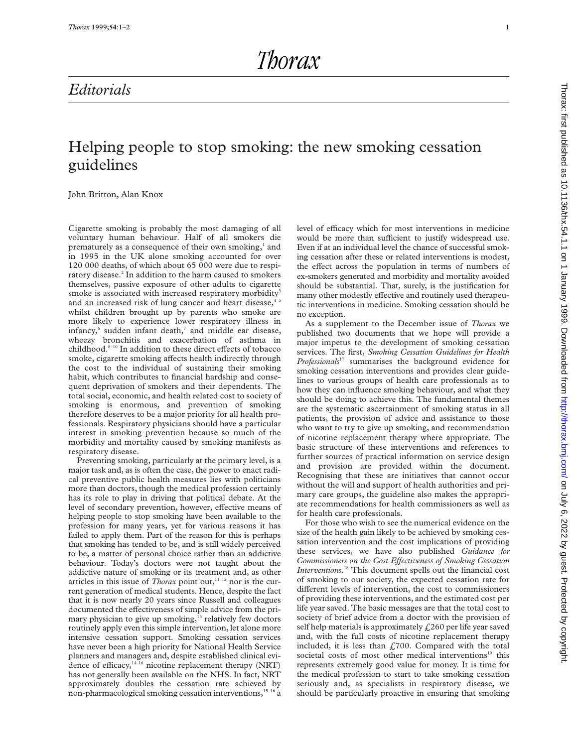# Editorials

## Helping people to stop smoking: the new smoking cessation guidelines

John Britton, Alan Knox

Cigarette smoking is probably the most damaging of all voluntary human behaviour. Half of all smokers die prematurely as a consequence of their own smoking,[1] and in 1995 in the UK alone smoking accounted for over 120 000 deaths, of which about 65 000 were due to respiratory disease.[2] In addition to the harm caused to smokers themselves, passive exposure of other adults to cigarette smoke is associated with increased respiratory morbidity[3] and an increased risk of lung cancer and heart disease,[4 5] whilst children brought up by parents who smoke are more likely to experience lower respiratory illness in infancy,[6] sudden infant death,[7] and middle ear disease, wheezy bronchitis and exacerbation of asthma in childhood.[8–10] In addition to these direct effects of tobacco smoke, cigarette smoking affects health indirectly through the cost to the individual of sustaining their smoking habit, which contributes to financial hardship and consequent deprivation of smokers and their dependents. The total social, economic, and health related cost to society of smoking is enormous, and prevention of smoking therefore deserves to be a major priority for all health professionals. Respiratory physicians should have a particular interest in smoking prevention because so much of the morbidity and mortality caused by smoking manifests as respiratory disease.

Preventing smoking, particularly at the primary level, is a major task and, as is often the case, the power to enact radical preventive public health measures lies with politicians more than doctors, though the medical profession certainly has its role to play in driving that political debate. At the level of secondary prevention, however, effective means of helping people to stop smoking have been available to the profession for many years, yet for various reasons it has failed to apply them. Part of the reason for this is perhaps that smoking has tended to be, and is still widely perceived to be, a matter of personal choice rather than an addictive behaviour. Today's doctors were not taught about the addictive nature of smoking or its treatment and, as other articles in this issue of *Thorax* point out,[11 12] nor is the current generation of medical students. Hence, despite the fact that it is now nearly 20 years since Russell and colleagues documented the effectiveness of simple advice from the primary physician to give up smoking,[13] relatively few doctors routinely apply even this simple intervention, let alone more intensive cessation support. Smoking cessation services have never been a high priority for National Health Service planners and managers and, despite established clinical evidence of efficacy,[14–16] nicotine replacement therapy (NRT) has not generally been available on the NHS. In fact, NRT approximately doubles the cessation rate achieved by non-pharmacological smoking cessation interventions,[15 16] a level of efficacy which for most interventions in medicine would be more than sufficient to justify widespread use. Even if at an individual level the chance of successful smoking cessation after these or related interventions is modest, the effect across the population in terms of numbers of ex-smokers generated and morbidity and mortality avoided should be substantial. That, surely, is the justification for many other modestly effective and routinely used therapeutic interventions in medicine. Smoking cessation should be no exception.

As a supplement to the December issue of *Thorax* we published two documents that we hope will provide a major impetus to the development of smoking cessation services. The first, *Smoking Cessation Guidelines for Health Professionals*[17] summarises the background evidence for smoking cessation interventions and provides clear guidelines to various groups of health care professionals as to how they can influence smoking behaviour, and what they should be doing to achieve this. The fundamental themes are the systematic ascertainment of smoking status in all patients, the provision of advice and assistance to those who want to try to give up smoking, and recommendation of nicotine replacement therapy where appropriate. The basic structure of these interventions and references to further sources of practical information on service design and provision are provided within the document. Recognising that these are initiatives that cannot occur without the will and support of health authorities and primary care groups, the guideline also makes the appropriate recommendations for health commissioners as well as for health care professionals.

For those who wish to see the numerical evidence on the size of the health gain likely to be achieved by smoking cessation intervention and the cost implications of providing these services, we have also published *Guidance for Commissioners on the Cost Effectiveness of Smoking Cessation Interventions*.[18] This document spells out the financial cost of smoking to our society, the expected cessation rate for different levels of intervention, the cost to commissioners of providing these interventions, and the estimated cost per life year saved. The basic messages are that the total cost to society of brief advice from a doctor with the provision of self help materials is approximately £260 per life year saved and, with the full costs of nicotine replacement therapy included, it is less than £700. Compared with the total societal costs of most other medical interventions[19] this represents extremely good value for money. It is time for the medical profession to start to take smoking cessation seriously and, as specialists in respiratory disease, we should be particularly proactive in ensuring that smoking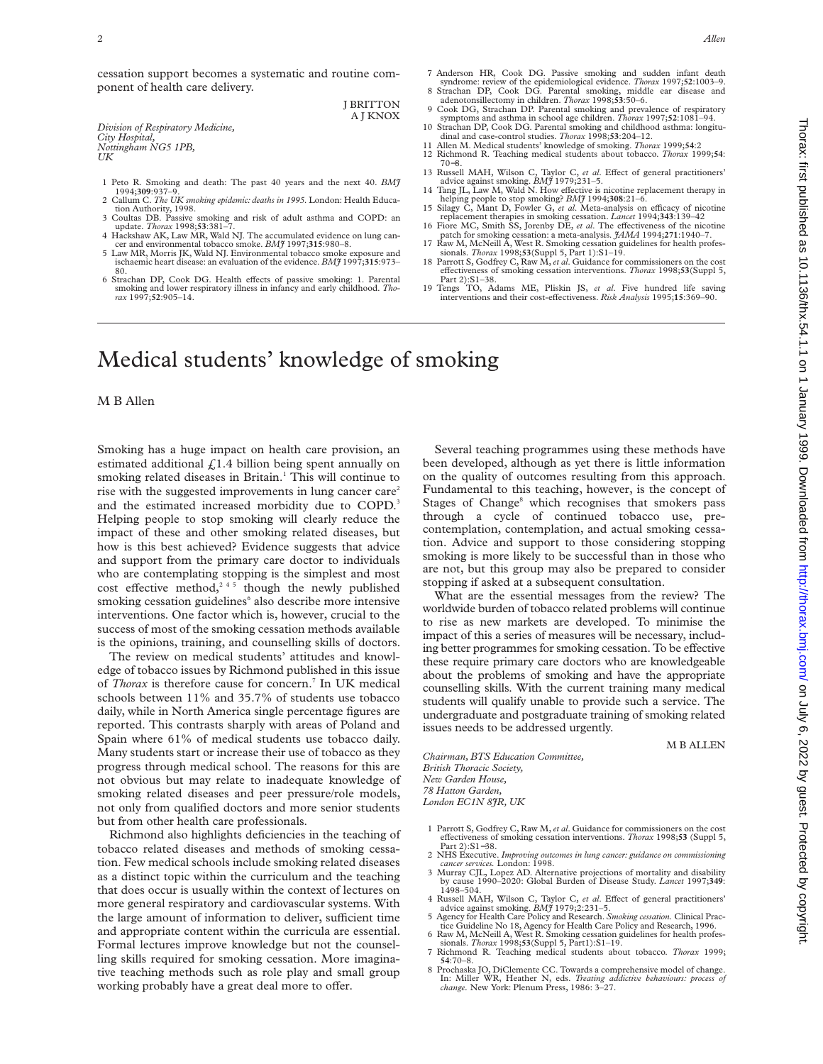cessation support becomes a systematic and routine component of health care delivery.

J BRITTON
A J KNOX

*Division of Respiratory Medicine, City Hospital, Nottingham NG5 1PB, UK*

1 Peto R. Smoking and death: The past 40 years and the next 40. *BMJ* 1994;**309**:937–9.
2 Callum C. *The UK smoking epidemic: deaths in 1995.* London: Health Education Authority, 1998.
3 Coultas DB. Passive smoking and risk of adult asthma and COPD: an update. *Thorax* 1998;**53**:381–7.
4 Hackshaw AK, Law MR, Wald NJ. The accumulated evidence on lung cancer and environmental tobacco smoke. *BMJ* 1997;**315**:980–8.
5 Law MR, Morris JK, Wald NJ. Environmental tobacco smoke exposure and ischaemic heart disease: an evaluation of the evidence. *BMJ* 1997;**315**:973–80.
6 Strachan DP, Cook DG. Health effects of passive smoking: 1. Parental smoking and lower respiratory illness in infancy and early childhood. *Thorax* 1997;**52**:905–14.
7 Anderson HR, Cook DG. Passive smoking and sudden infant death syndrome: review of the epidemiological evidence. *Thorax* 1997;**52**:1003–9.
8 Strachan DP, Cook DG. Parental smoking, middle ear disease and adenotonsillectomy in children. *Thorax* 1998;**53**:50–6.
9 Cook DG, Strachan DP. Parental smoking and prevalence of respiratory symptoms and asthma in school age children. *Thorax* 1997;**52**:1081–94.
10 Strachan DP, Cook DG. Parental smoking and childhood asthma: longitudinal and case-control studies. *Thorax* 1998;**53**:204–12.
11 Allen M. Medical students' knowledge of smoking. *Thorax* 1999;**54**:2
12 Richmond R. Teaching medical students about tobacco. *Thorax* 1999;**54**:70–8.
13 Russell MAH, Wilson C, Taylor C, *et al*. Effect of general practitioners' advice against smoking. *BMJ* 1979;231–5.
14 Tang JL, Law M, Wald N. How effective is nicotine replacement therapy in helping people to stop smoking? *BMJ* 1994;**308**:21–6.
15 Silagy C, Mant D, Fowler G, *et al*. Meta-analysis on efficacy of nicotine replacement therapies in smoking cessation. *Lancet* 1994;**343**:139–42
16 Fiore MC, Smith SS, Jorenby DE, *et al*. The effectiveness of the nicotine patch for smoking cessation: a meta-analysis. *JAMA* 1994;**271**:1940–7.
17 Raw M, McNeill A, West R. Smoking cessation guidelines for health professionals. *Thorax* 1998;**53**(Suppl 5, Part 1):S1–19.
18 Parrott S, Godfrey C, Raw M, *et al*. Guidance for commissioners on the cost effectiveness of smoking cessation interventions. *Thorax* 1998;**53**(Suppl 5, Part 2):S1–38.
19 Tengs TO, Adams ME, Pliskin JS, *et al*. Five hundred life saving interventions and their cost-effectiveness. *Risk Analysis* 1995;**15**:369–90.

# Medical students' knowledge of smoking

M B Allen

Smoking has a huge impact on health care provision, an estimated additional £1.4 billion being spent annually on smoking related diseases in Britain.[1] This will continue to rise with the suggested improvements in lung cancer care[2] and the estimated increased morbidity due to COPD.[3] Helping people to stop smoking will clearly reduce the impact of these and other smoking related diseases, but how is this best achieved? Evidence suggests that advice and support from the primary care doctor to individuals who are contemplating stopping is the simplest and most cost effective method,[2,4,5] though the newly published smoking cessation guidelines[6] also describe more intensive interventions. One factor which is, however, crucial to the success of most of the smoking cessation methods available is the opinions, training, and counselling skills of doctors.

The review on medical students' attitudes and knowledge of tobacco issues by Richmond published in this issue of *Thorax* is therefore cause for concern.[7] In UK medical schools between 11% and 35.7% of students use tobacco daily, while in North America single percentage figures are reported. This contrasts sharply with areas of Poland and Spain where 61% of medical students use tobacco daily. Many students start or increase their use of tobacco as they progress through medical school. The reasons for this are not obvious but may relate to inadequate knowledge of smoking related diseases and peer pressure/role models, not only from qualified doctors and more senior students but from other health care professionals.

Richmond also highlights deficiencies in the teaching of tobacco related diseases and methods of smoking cessation. Few medical schools include smoking related diseases as a distinct topic within the curriculum and the teaching that does occur is usually within the context of lectures on more general respiratory and cardiovascular systems. With the large amount of information to deliver, sufficient time and appropriate content within the curricula are essential. Formal lectures improve knowledge but not the counselling skills required for smoking cessation. More imaginative teaching methods such as role play and small group working probably have a great deal more to offer.

Several teaching programmes using these methods have been developed, although as yet there is little information on the quality of outcomes resulting from this approach. Fundamental to this teaching, however, is the concept of Stages of Change[8] which recognises that smokers pass through a cycle of continued tobacco use, precontemplation, contemplation, and actual smoking cessation. Advice and support to those considering stopping smoking is more likely to be successful than in those who are not, but this group may also be prepared to consider stopping if asked at a subsequent consultation.

What are the essential messages from the review? The worldwide burden of tobacco related problems will continue to rise as new markets are developed. To minimise the impact of this a series of measures will be necessary, including better programmes for smoking cessation. To be effective these require primary care doctors who are knowledgeable about the problems of smoking and have the appropriate counselling skills. With the current training many medical students will qualify unable to provide such a service. The undergraduate and postgraduate training of smoking related issues needs to be addressed urgently.

M B ALLEN

*Chairman, BTS Education Committee, British Thoracic Society, New Garden House, 78 Hatton Garden, London EC1N 8JR, UK*

1 Parrott S, Godfrey C, Raw M, *et al*. Guidance for commissioners on the cost effectiveness of smoking cessation interventions. *Thorax* 1998;**53** (Suppl 5, Part 2):S1–38.
2 NHS Executive. *Improving outcomes in lung cancer: guidance on commissioning cancer services.* London: 1998.
3 Murray CJL, Lopez AD. Alternative projections of mortality and disability by cause 1990–2020: Global Burden of Disease Study. *Lancet* 1997;**349**:1498–504.
4 Russell MAH, Wilson C, Taylor C, *et al*. Effect of general practitioners' advice against smoking. *BMJ* 1979;2:231–5.
5 Agency for Health Care Policy and Research. *Smoking cessation.* Clinical Practice Guideline No 18, Agency for Health Care Policy and Research, 1996.
6 Raw M, McNeill A, West R. Smoking cessation guidelines for health professionals. *Thorax* 1998;**53**(Suppl 5, Part1):S1–19.
7 Richmond R. Teaching medical students about tobacco. *Thorax* 1999; **54**:70–8.
8 Prochaska JO, DiClemente CC. Towards a comprehensive model of change. In: Miller WR, Heather N, eds. *Treating addictive behaviours: process of change.* New York: Plenum Press, 1986: 3–27.